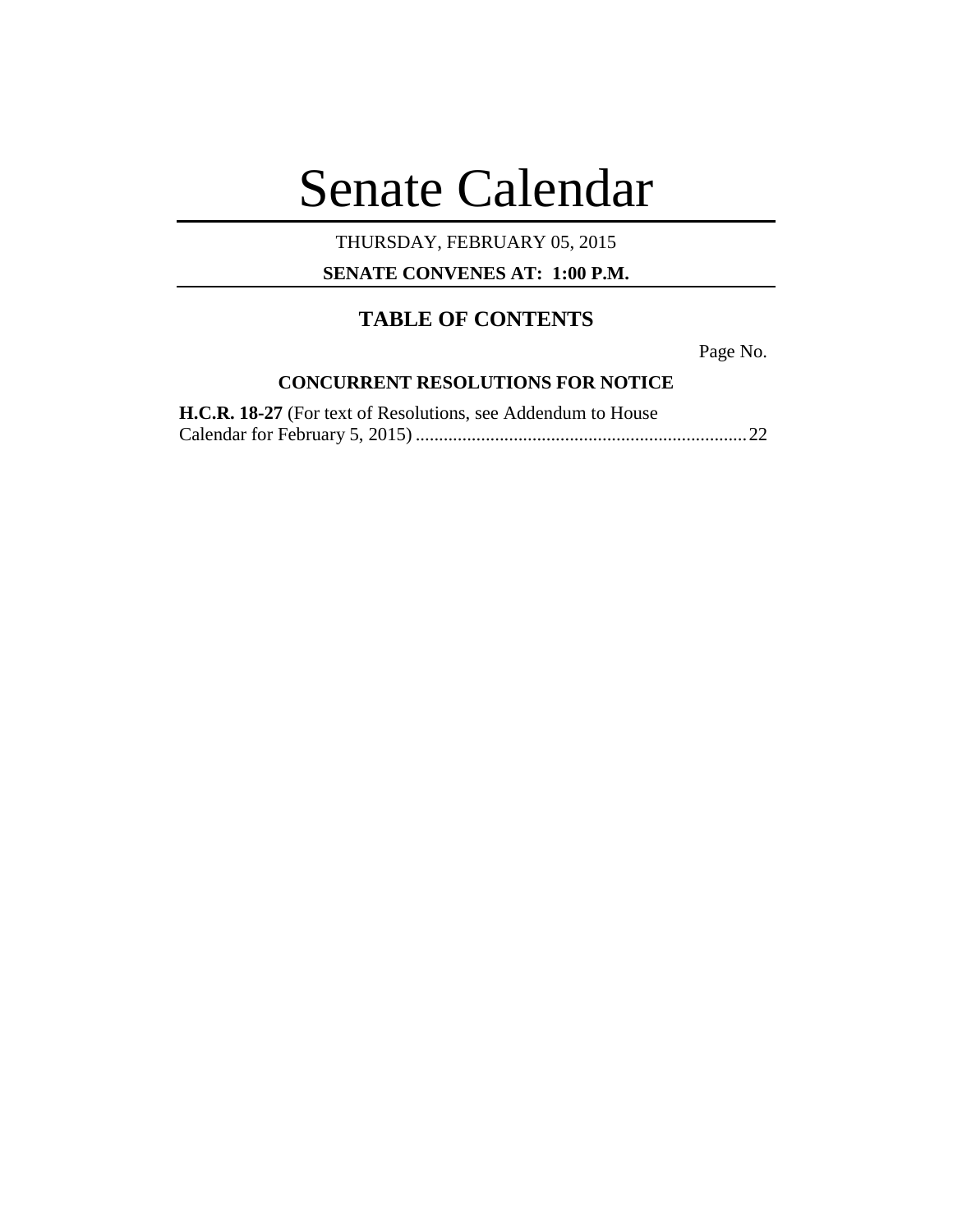# Senate Calendar

THURSDAY, FEBRUARY 05, 2015

**SENATE CONVENES AT: 1:00 P.M.**

## TABLE OF CONTENTS

Page No.

### CONCURRENT RESOLUTIONS FOR NOTICE

**H.C.R. 18-27** (For text of Resolutions, see Addendum to House Calendar for February 5, 2015) ....................................................................... 22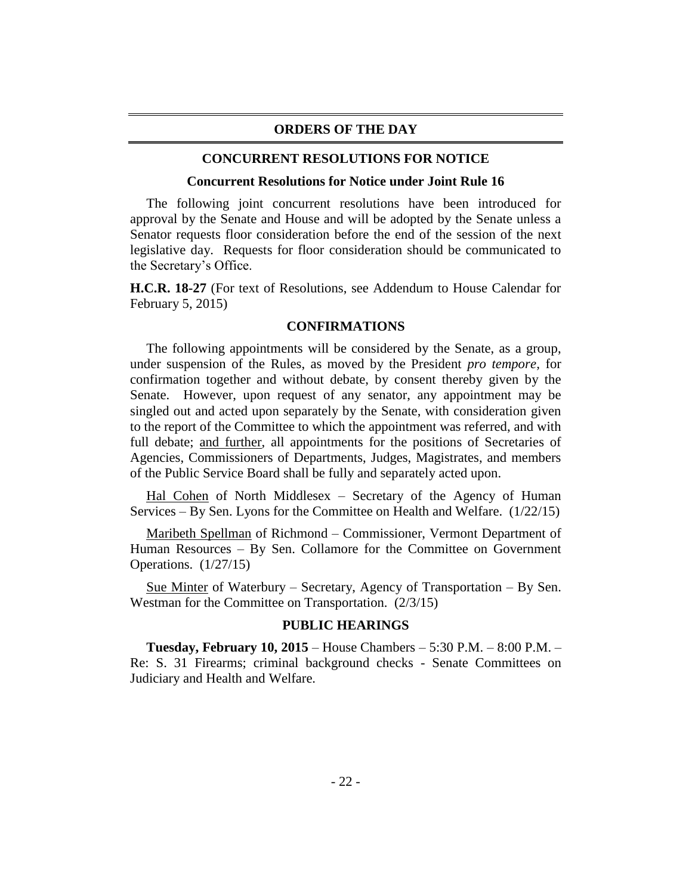## ORDERS OF THE DAY

### CONCURRENT RESOLUTIONS FOR NOTICE

#### Concurrent Resolutions for Notice under Joint Rule 16

The following joint concurrent resolutions have been introduced for approval by the Senate and House and will be adopted by the Senate unless a Senator requests floor consideration before the end of the session of the next legislative day. Requests for floor consideration should be communicated to the Secretary's Office.

**H.C.R. 18-27** (For text of Resolutions, see Addendum to House Calendar for February 5, 2015)

### CONFIRMATIONS

The following appointments will be considered by the Senate, as a group, under suspension of the Rules, as moved by the President *pro tempore,* for confirmation together and without debate, by consent thereby given by the Senate. However, upon request of any senator, any appointment may be singled out and acted upon separately by the Senate, with consideration given to the report of the Committee to which the appointment was referred, and with full debate; and further, all appointments for the positions of Secretaries of Agencies, Commissioners of Departments, Judges, Magistrates, and members of the Public Service Board shall be fully and separately acted upon.

Hal Cohen of North Middlesex – Secretary of the Agency of Human Services – By Sen. Lyons for the Committee on Health and Welfare. (1/22/15)

Maribeth Spellman of Richmond – Commissioner, Vermont Department of Human Resources – By Sen. Collamore for the Committee on Government Operations. (1/27/15)

Sue Minter of Waterbury – Secretary, Agency of Transportation – By Sen. Westman for the Committee on Transportation. (2/3/15)

### PUBLIC HEARINGS

**Tuesday, February 10, 2015** – House Chambers – 5:30 P.M. – 8:00 P.M. – Re: S. 31 Firearms; criminal background checks - Senate Committees on Judiciary and Health and Welfare.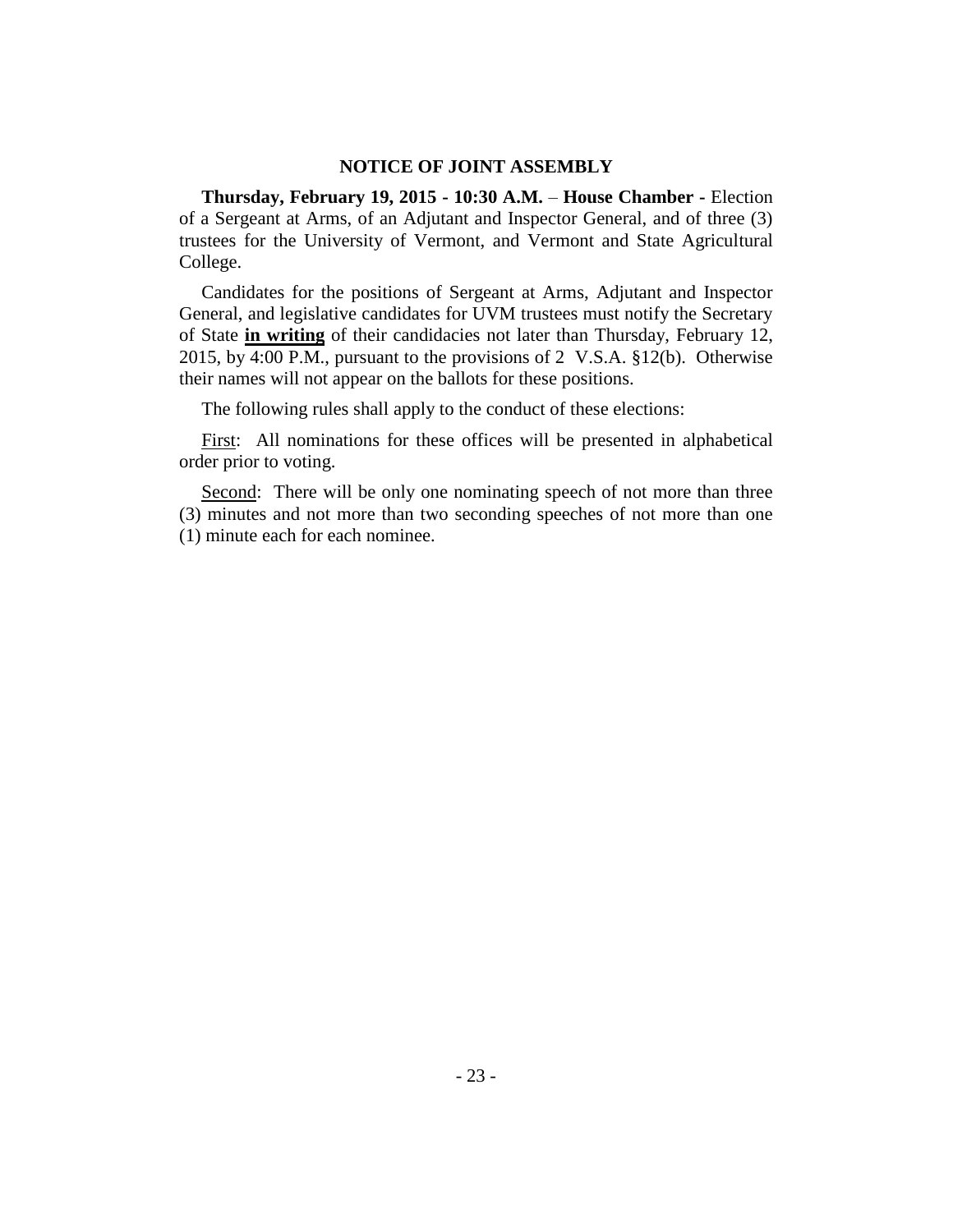## NOTICE OF JOINT ASSEMBLY

**Thursday, February 19, 2015 - 10:30 A.M.** – **House Chamber -** Election of a Sergeant at Arms, of an Adjutant and Inspector General, and of three (3) trustees for the University of Vermont, and Vermont and State Agricultural College.

Candidates for the positions of Sergeant at Arms, Adjutant and Inspector General, and legislative candidates for UVM trustees must notify the Secretary of State **in writing** of their candidacies not later than Thursday, February 12, 2015, by 4:00 P.M., pursuant to the provisions of 2 V.S.A. §12(b). Otherwise their names will not appear on the ballots for these positions.

The following rules shall apply to the conduct of these elections:

First: All nominations for these offices will be presented in alphabetical order prior to voting.

Second: There will be only one nominating speech of not more than three (3) minutes and not more than two seconding speeches of not more than one (1) minute each for each nominee.